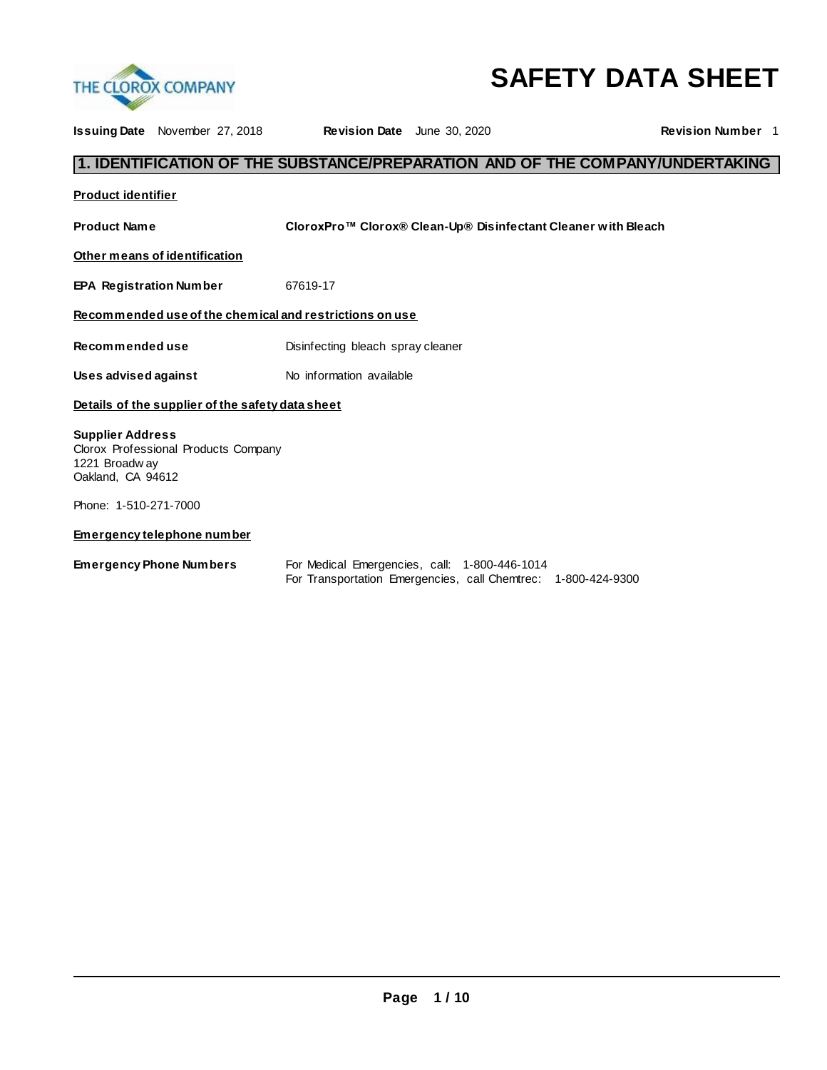THE CLOROX COMPANY

# SAFETY DATA SHEET

**Issuing Date** November 27, 2018 **Revision Date** June 30, 2020 **Revision Number** 1

## 1. IDENTIFICATION OF THE SUBSTANCE/PREPARATION AND OF THE COMPANY/UNDERTAKING

**Product identifier**

**Product Name** **CloroxPro™ Clorox® Clean-Up® Disinfectant Cleaner with Bleach**

**Other means of identification**

**EPA Registration Number** 67619-17

**Recommended use of the chemical and restrictions on use**

**Recommended use** Disinfecting bleach spray cleaner

**Uses advised against** No information available

**Details of the supplier of the safety data sheet**

**Supplier Address**
Clorox Professional Products Company
1221 Broadway
Oakland, CA 94612

Phone: 1-510-271-7000

**Emergency telephone number**

**Emergency Phone Numbers** For Medical Emergencies, call: 1-800-446-1014
For Transportation Emergencies, call Chemtrec: 1-800-424-9300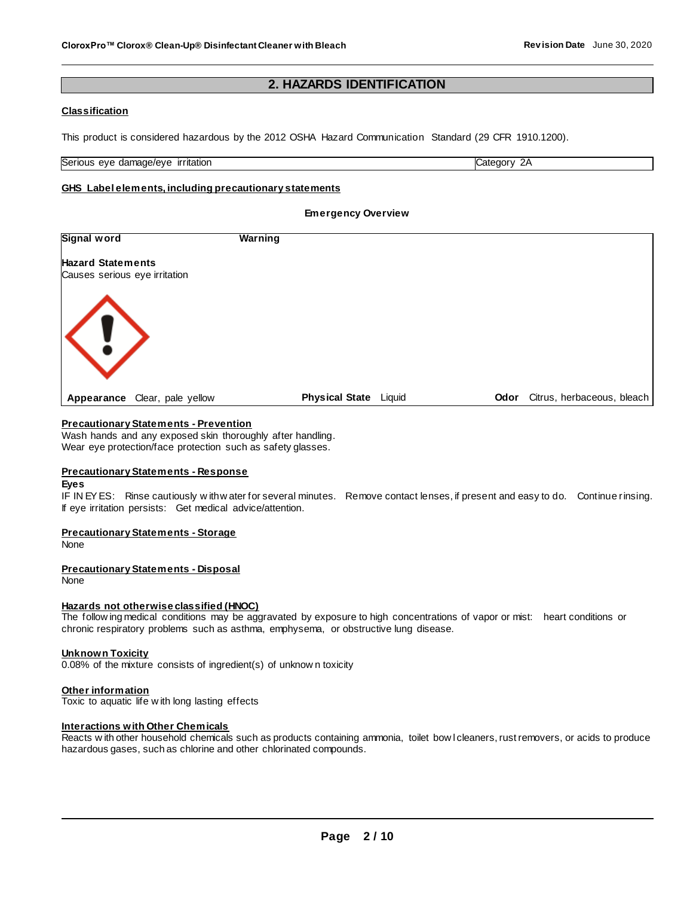## 2. HAZARDS IDENTIFICATION

**Classification**

This product is considered hazardous by the 2012 OSHA Hazard Communication Standard (29 CFR 1910.1200).

| Serious eye damage/eye irritation | Category 2A |
|---|---|

**GHS Label elements, including precautionary statements**

**Emergency Overview**

**Signal word** **Warning**

**Hazard Statements**
Causes serious eye irritation

**Appearance** Clear, pale yellow **Physical State** Liquid **Odor** Citrus, herbaceous, bleach

**Precautionary Statements - Prevention**
Wash hands and any exposed skin thoroughly after handling.
Wear eye protection/face protection such as safety glasses.

**Precautionary Statements - Response**

**Eyes**
IF IN EYES: Rinse cautiously with water for several minutes. Remove contact lenses, if present and easy to do. Continue rinsing.
If eye irritation persists: Get medical advice/attention.

**Precautionary Statements - Storage**
None

**Precautionary Statements - Disposal**
None

**Hazards not otherwise classified (HNOC)**
The following medical conditions may be aggravated by exposure to high concentrations of vapor or mist: heart conditions or chronic respiratory problems such as asthma, emphysema, or obstructive lung disease.

**Unknown Toxicity**
0.08% of the mixture consists of ingredient(s) of unknown toxicity

**Other information**
Toxic to aquatic life with long lasting effects

**Interactions with Other Chemicals**
Reacts with other household chemicals such as products containing ammonia, toilet bowl cleaners, rust removers, or acids to produce hazardous gases, such as chlorine and other chlorinated compounds.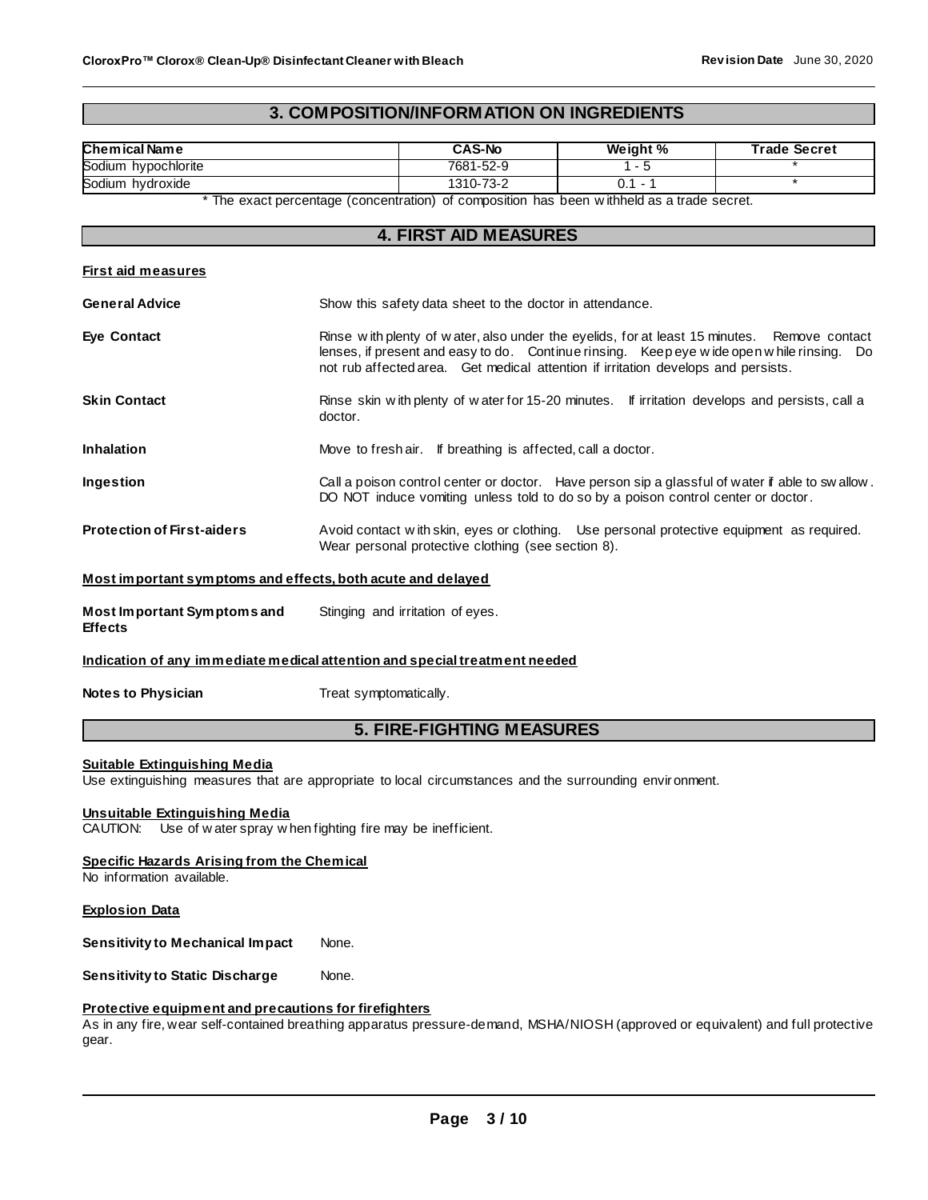## 3. COMPOSITION/INFORMATION ON INGREDIENTS

| Chemical Name | CAS-No | Weight % | Trade Secret |
|---|---|---|---|
| Sodium hypochlorite | 7681-52-9 | 1 - 5 | * |
| Sodium hydroxide | 1310-73-2 | 0.1 - 1 | * |

* The exact percentage (concentration) of composition has been withheld as a trade secret.

## 4. FIRST AID MEASURES

**First aid measures**

**General Advice** Show this safety data sheet to the doctor in attendance.

**Eye Contact** Rinse with plenty of water, also under the eyelids, for at least 15 minutes. Remove contact lenses, if present and easy to do. Continue rinsing. Keep eye wide open while rinsing. Do not rub affected area. Get medical attention if irritation develops and persists.

**Skin Contact** Rinse skin with plenty of water for 15-20 minutes. If irritation develops and persists, call a doctor.

**Inhalation** Move to fresh air. If breathing is affected, call a doctor.

**Ingestion** Call a poison control center or doctor. Have person sip a glassful of water if able to swallow. DO NOT induce vomiting unless told to do so by a poison control center or doctor.

**Protection of First-aiders** Avoid contact with skin, eyes or clothing. Use personal protective equipment as required. Wear personal protective clothing (see section 8).

**Most important symptoms and effects, both acute and delayed**

**Most Important Symptoms and Effects** Stinging and irritation of eyes.

**Indication of any immediate medical attention and special treatment needed**

**Notes to Physician** Treat symptomatically.

## 5. FIRE-FIGHTING MEASURES

**Suitable Extinguishing Media**

Use extinguishing measures that are appropriate to local circumstances and the surrounding environment.

**Unsuitable Extinguishing Media**

CAUTION: Use of water spray when fighting fire may be inefficient.

**Specific Hazards Arising from the Chemical**

No information available.

**Explosion Data**

**Sensitivity to Mechanical Impact** None.

**Sensitivity to Static Discharge** None.

**Protective equipment and precautions for firefighters**

As in any fire, wear self-contained breathing apparatus pressure-demand, MSHA/NIOSH (approved or equivalent) and full protective gear.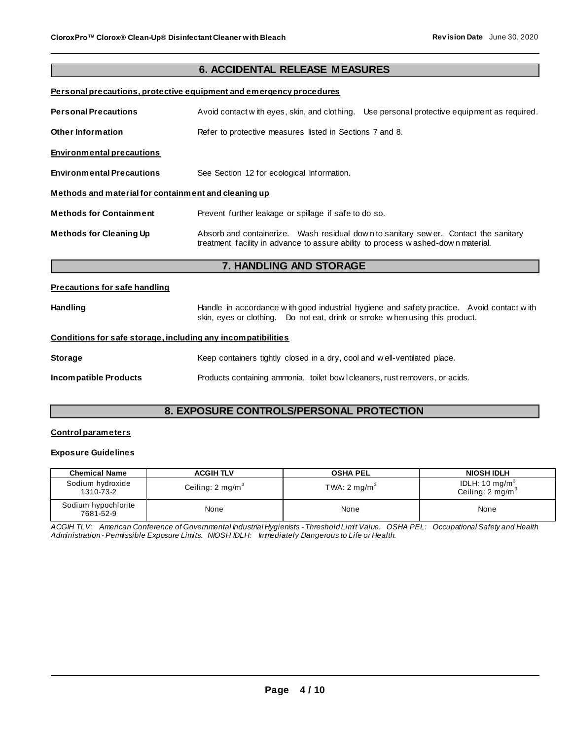## 6. ACCIDENTAL RELEASE MEASURES

**Personal precautions, protective equipment and emergency procedures**

**Personal Precautions** Avoid contact with eyes, skin, and clothing. Use personal protective equipment as required.

**Other Information** Refer to protective measures listed in Sections 7 and 8.

**Environmental precautions**

**Environmental Precautions** See Section 12 for ecological Information.

**Methods and material for containment and cleaning up**

**Methods for Containment** Prevent further leakage or spillage if safe to do so.

**Methods for Cleaning Up** Absorb and containerize. Wash residual down to sanitary sewer. Contact the sanitary treatment facility in advance to assure ability to process washed-down material.

## 7. HANDLING AND STORAGE

**Precautions for safe handling**

**Handling** Handle in accordance with good industrial hygiene and safety practice. Avoid contact with skin, eyes or clothing. Do not eat, drink or smoke when using this product.

**Conditions for safe storage, including any incompatibilities**

**Storage** Keep containers tightly closed in a dry, cool and well-ventilated place.

**Incompatible Products** Products containing ammonia, toilet bowl cleaners, rust removers, or acids.

## 8. EXPOSURE CONTROLS/PERSONAL PROTECTION

**Control parameters**

**Exposure Guidelines**

| Chemical Name | ACGIH TLV | OSHA PEL | NIOSH IDLH |
|---|---|---|---|
| Sodium hydroxide 1310-73-2 | Ceiling: 2 mg/m$^3$ | TWA: 2 mg/m$^3$ | IDLH: 10 mg/m$^3$ Ceiling: 2 mg/m$^3$ |
| Sodium hypochlorite 7681-52-9 | None | None | None |

*ACGIH TLV: American Conference of Governmental Industrial Hygienists - Threshold Limit Value. OSHA PEL: Occupational Safety and Health Administration - Permissible Exposure Limits. NIOSH IDLH: Immediately Dangerous to Life or Health.*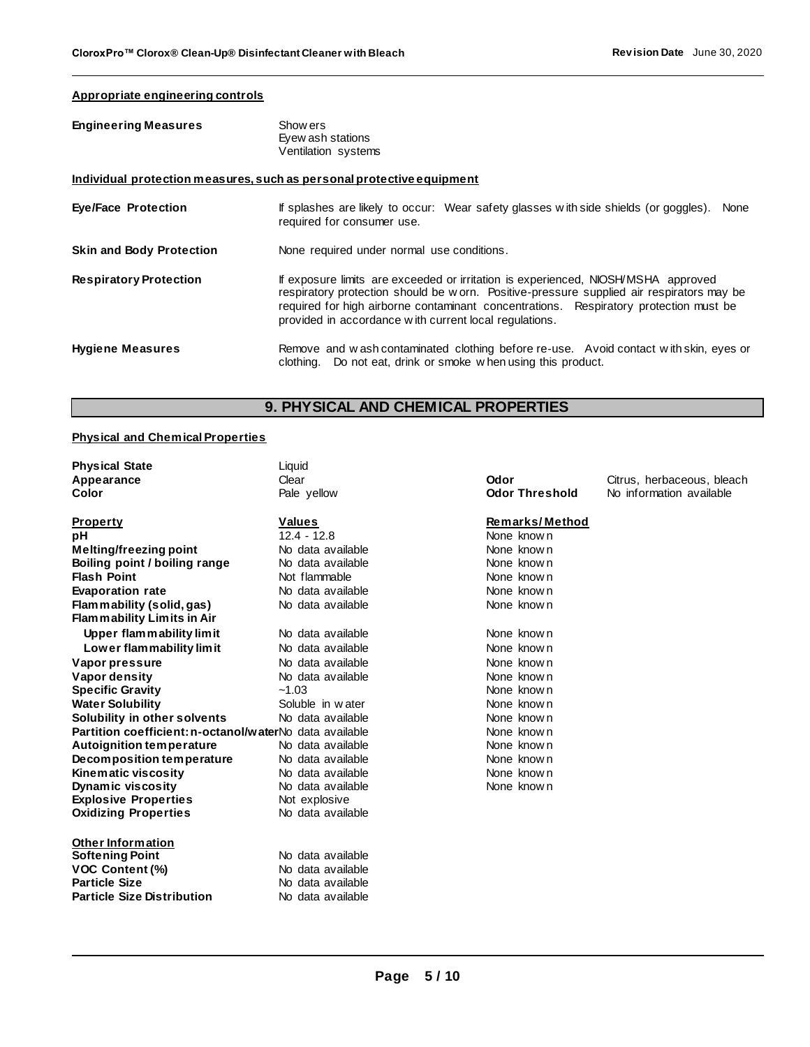**Appropriate engineering controls**

| | |
|---|---|
| **Engineering Measures** | Showers<br>Eyewash stations<br>Ventilation systems |

**Individual protection measures, such as personal protective equipment**

| | |
|---|---|
| **Eye/Face Protection** | If splashes are likely to occur: Wear safety glasses with side shields (or goggles). None required for consumer use. |
| **Skin and Body Protection** | None required under normal use conditions. |
| **Respiratory Protection** | If exposure limits are exceeded or irritation is experienced, NIOSH/MSHA approved respiratory protection should be worn. Positive-pressure supplied air respirators may be required for high airborne contaminant concentrations. Respiratory protection must be provided in accordance with current local regulations. |
| **Hygiene Measures** | Remove and wash contaminated clothing before re-use. Avoid contact with skin, eyes or clothing. Do not eat, drink or smoke when using this product. |

## 9. PHYSICAL AND CHEMICAL PROPERTIES

**Physical and Chemical Properties**

| | | | |
|---|---|---|---|
| **Physical State** | Liquid | | |
| **Appearance** | Clear | **Odor** | Citrus, herbaceous, bleach |
| **Color** | Pale yellow | **Odor Threshold** | No information available |

| **Property** | **Values** | **Remarks/Method** |
|---|---|---|
| **pH** | 12.4 - 12.8 | None known |
| **Melting/freezing point** | No data available | None known |
| **Boiling point / boiling range** | No data available | None known |
| **Flash Point** | Not flammable | None known |
| **Evaporation rate** | No data available | None known |
| **Flammability (solid, gas)** | No data available | None known |
| **Flammability Limits in Air** | | |
| **Upper flammability limit** | No data available | None known |
| **Lower flammability limit** | No data available | None known |
| **Vapor pressure** | No data available | None known |
| **Vapor density** | No data available | None known |
| **Specific Gravity** | ~1.03 | None known |
| **Water Solubility** | Soluble in water | None known |
| **Solubility in other solvents** | No data available | None known |
| **Partition coefficient: n-octanol/water** | No data available | None known |
| **Autoignition temperature** | No data available | None known |
| **Decomposition temperature** | No data available | None known |
| **Kinematic viscosity** | No data available | None known |
| **Dynamic viscosity** | No data available | None known |
| **Explosive Properties** | Not explosive | |
| **Oxidizing Properties** | No data available | |

**Other Information**

| | |
|---|---|
| **Softening Point** | No data available |
| **VOC Content (%)** | No data available |
| **Particle Size** | No data available |
| **Particle Size Distribution** | No data available |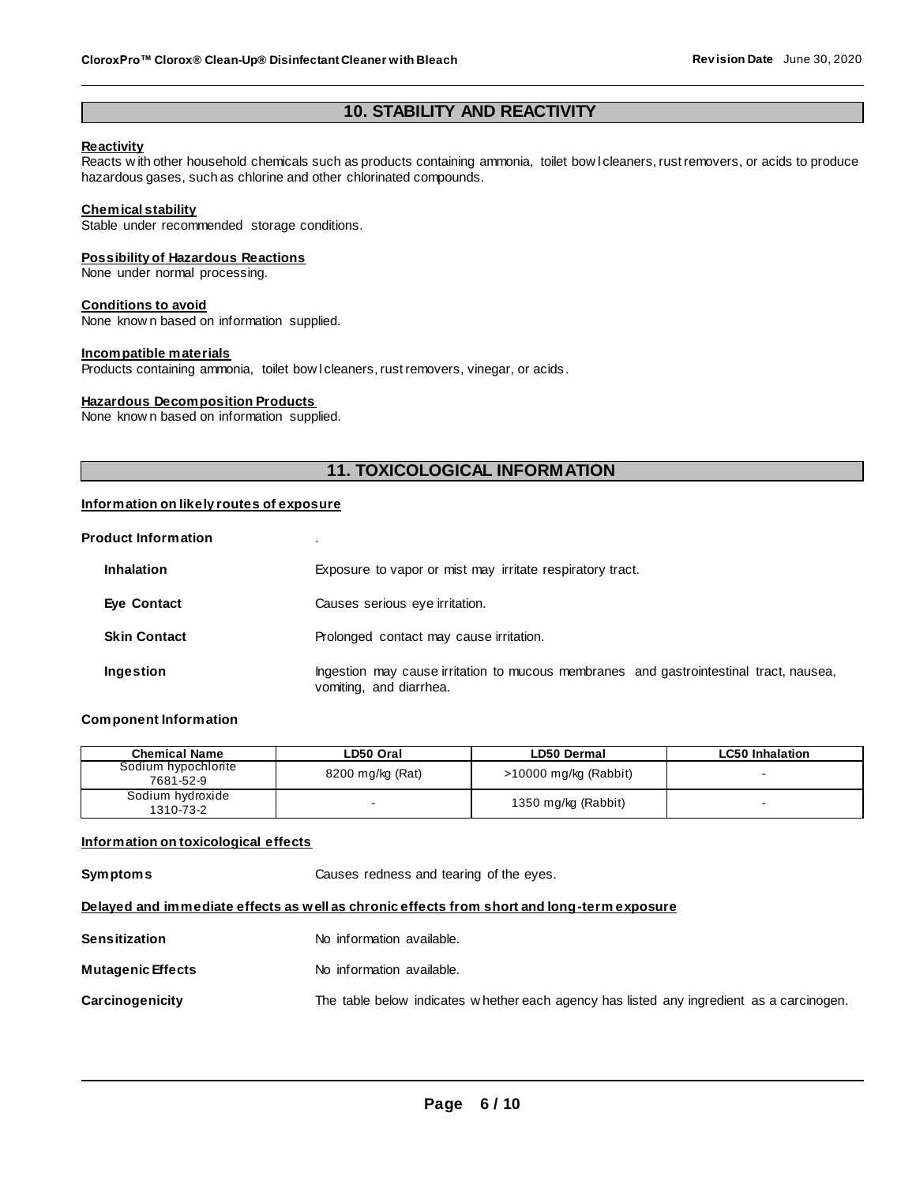## 10. STABILITY AND REACTIVITY

**Reactivity**
Reacts with other household chemicals such as products containing ammonia, toilet bowl cleaners, rust removers, or acids to produce hazardous gases, such as chlorine and other chlorinated compounds.

**Chemical stability**
Stable under recommended storage conditions.

**Possibility of Hazardous Reactions**
None under normal processing.

**Conditions to avoid**
None known based on information supplied.

**Incompatible materials**
Products containing ammonia, toilet bowl cleaners, rust removers, vinegar, or acids.

**Hazardous Decomposition Products**
None known based on information supplied.

## 11. TOXICOLOGICAL INFORMATION

**Information on likely routes of exposure**

**Product Information** .

**Inhalation** Exposure to vapor or mist may irritate respiratory tract.

**Eye Contact** Causes serious eye irritation.

**Skin Contact** Prolonged contact may cause irritation.

**Ingestion** Ingestion may cause irritation to mucous membranes and gastrointestinal tract, nausea, vomiting, and diarrhea.

**Component Information**

| Chemical Name | LD50 Oral | LD50 Dermal | LC50 Inhalation |
|---|---|---|---|
| Sodium hypochlorite 7681-52-9 | 8200 mg/kg (Rat) | >10000 mg/kg (Rabbit) | - |
| Sodium hydroxide 1310-73-2 | - | 1350 mg/kg (Rabbit) | - |

**Information on toxicological effects**

**Symptoms** Causes redness and tearing of the eyes.

**Delayed and immediate effects as well as chronic effects from short and long-term exposure**

**Sensitization** No information available.

**Mutagenic Effects** No information available.

**Carcinogenicity** The table below indicates whether each agency has listed any ingredient as a carcinogen.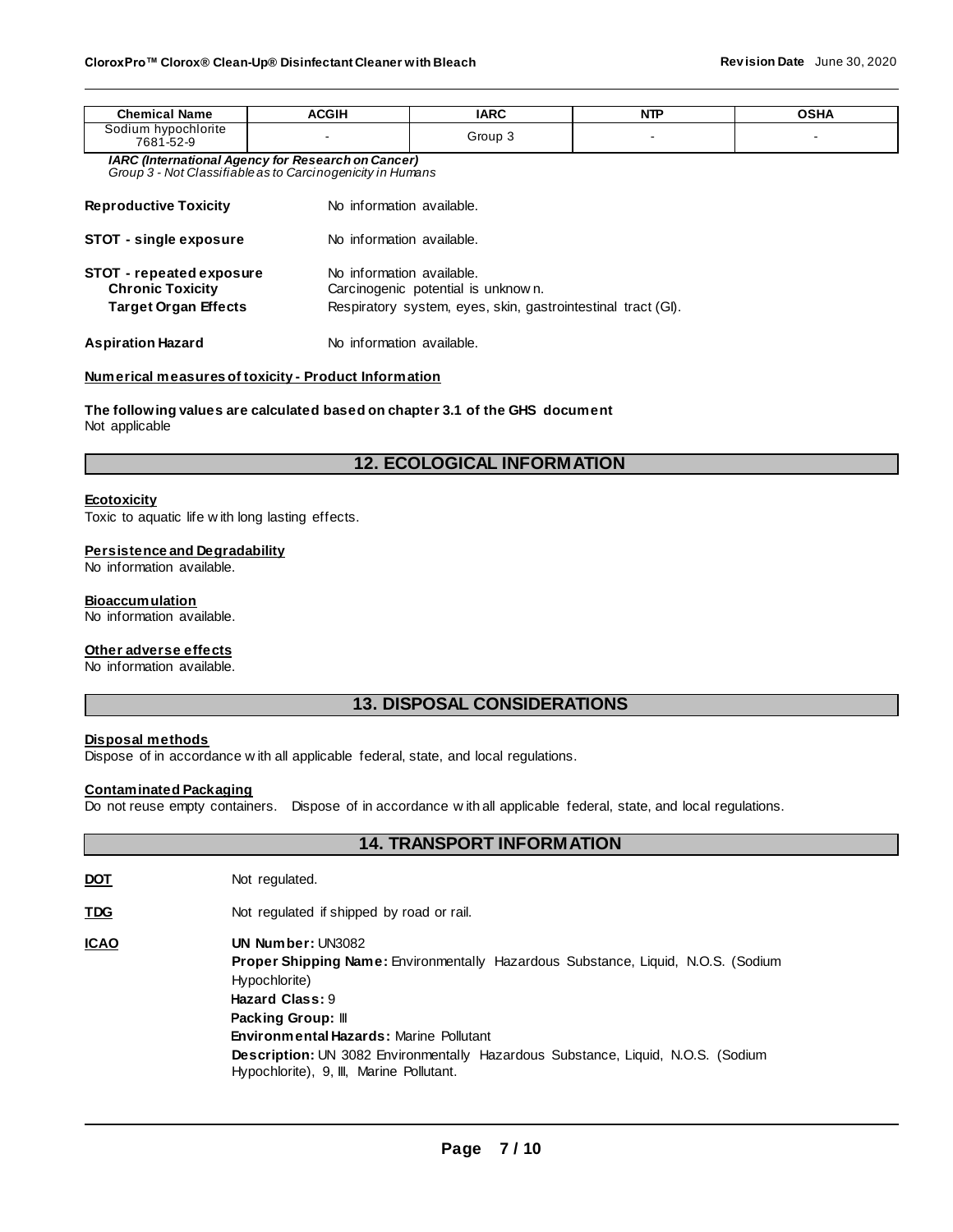| Chemical Name | ACGIH | IARC | NTP | OSHA |
|---|---|---|---|---|
| Sodium hypochlorite 7681-52-9 | - | Group 3 | - | - |

***IARC (International Agency for Research on Cancer)***
*Group 3 - Not Classifiable as to Carcinogenicity in Humans*

**Reproductive Toxicity** No information available.

**STOT - single exposure** No information available.

**STOT - repeated exposure** No information available.
**Chronic Toxicity** Carcinogenic potential is unknown.
**Target Organ Effects** Respiratory system, eyes, skin, gastrointestinal tract (GI).

**Aspiration Hazard** No information available.

**Numerical measures of toxicity - Product Information**

**The following values are calculated based on chapter 3.1 of the GHS document**
Not applicable

## 12. ECOLOGICAL INFORMATION

**Ecotoxicity**
Toxic to aquatic life with long lasting effects.

**Persistence and Degradability**
No information available.

**Bioaccumulation**
No information available.

**Other adverse effects**
No information available.

## 13. DISPOSAL CONSIDERATIONS

**Disposal methods**
Dispose of in accordance with all applicable federal, state, and local regulations.

**Contaminated Packaging**
Do not reuse empty containers. Dispose of in accordance with all applicable federal, state, and local regulations.

## 14. TRANSPORT INFORMATION

**DOT** Not regulated.

**TDG** Not regulated if shipped by road or rail.

**ICAO**
**UN Number:** UN3082
**Proper Shipping Name:** Environmentally Hazardous Substance, Liquid, N.O.S. (Sodium Hypochlorite)
**Hazard Class:** 9
**Packing Group:** III
**Environmental Hazards:** Marine Pollutant
**Description:** UN 3082 Environmentally Hazardous Substance, Liquid, N.O.S. (Sodium Hypochlorite), 9, III, Marine Pollutant.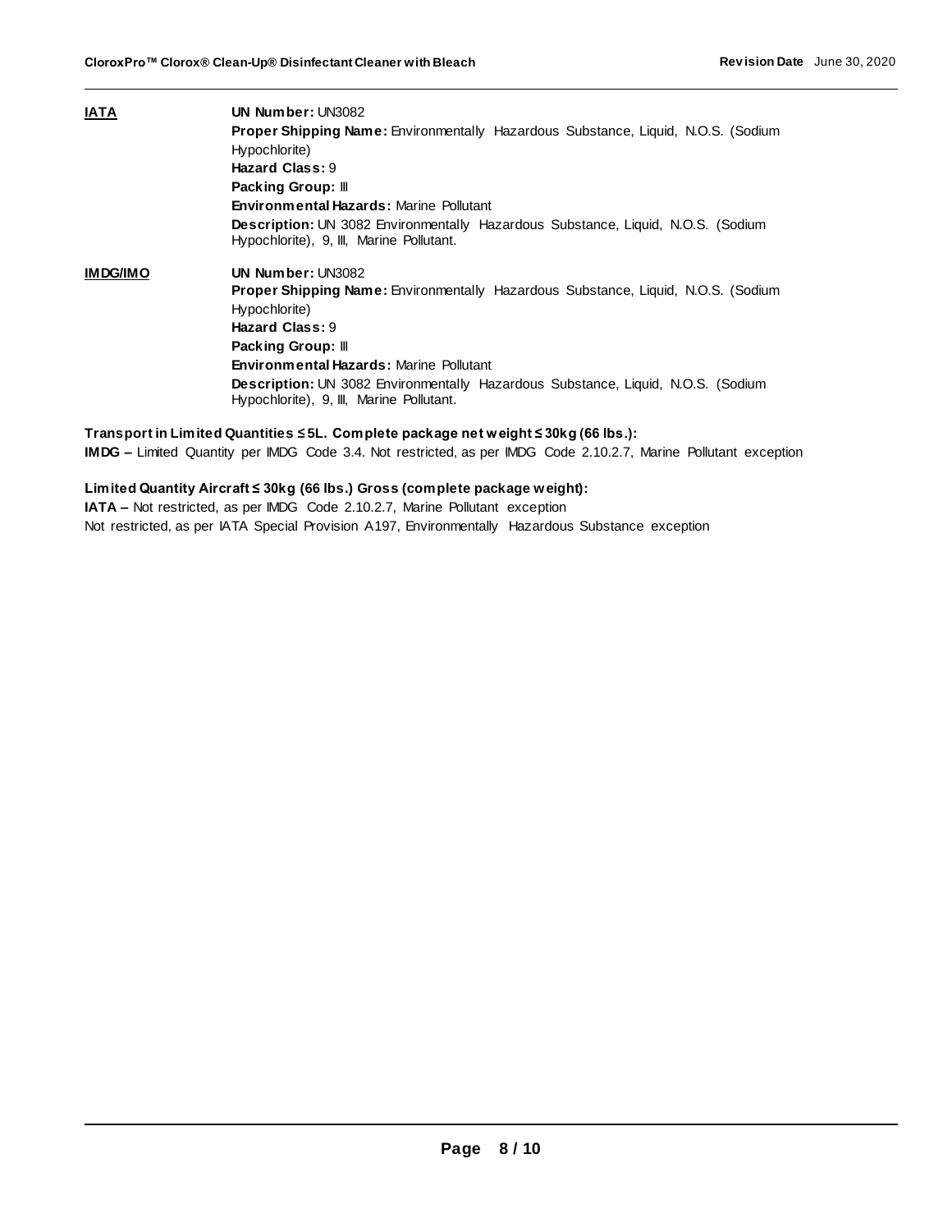**IATA**

**UN Number:** UN3082
**Proper Shipping Name:** Environmentally Hazardous Substance, Liquid, N.O.S. (Sodium Hypochlorite)
**Hazard Class:** 9
**Packing Group:** III
**Environmental Hazards:** Marine Pollutant
**Description:** UN 3082 Environmentally Hazardous Substance, Liquid, N.O.S. (Sodium Hypochlorite), 9, III, Marine Pollutant.

**IMDG/IMO**

**UN Number:** UN3082
**Proper Shipping Name:** Environmentally Hazardous Substance, Liquid, N.O.S. (Sodium Hypochlorite)
**Hazard Class:** 9
**Packing Group:** III
**Environmental Hazards:** Marine Pollutant
**Description:** UN 3082 Environmentally Hazardous Substance, Liquid, N.O.S. (Sodium Hypochlorite), 9, III, Marine Pollutant.

**Transport in Limited Quantities ≤ 5L. Complete package net weight ≤ 30kg (66 lbs.):**
**IMDG –** Limited Quantity per IMDG Code 3.4. Not restricted, as per IMDG Code 2.10.2.7, Marine Pollutant exception

**Limited Quantity Aircraft ≤ 30kg (66 lbs.) Gross (complete package weight):**
**IATA –** Not restricted, as per IMDG Code 2.10.2.7, Marine Pollutant exception
Not restricted, as per IATA Special Provision A197, Environmentally Hazardous Substance exception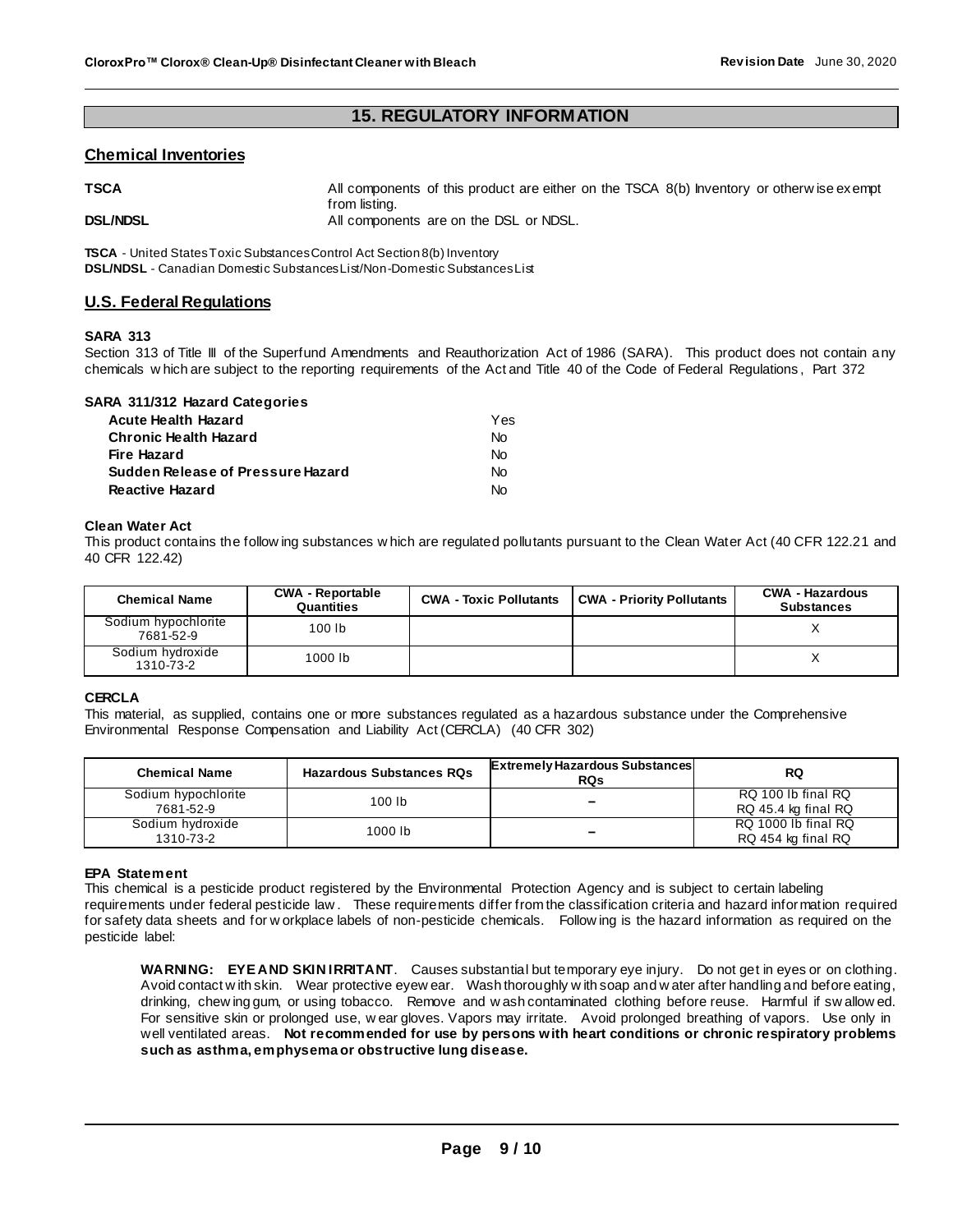## 15. REGULATORY INFORMATION

### Chemical Inventories

**TSCA** All components of this product are either on the TSCA 8(b) Inventory or otherwise exempt from listing.

**DSL/NDSL** All components are on the DSL or NDSL.

**TSCA** - United States Toxic Substances Control Act Section 8(b) Inventory
**DSL/NDSL** - Canadian Domestic Substances List/Non-Domestic Substances List

### U.S. Federal Regulations

**SARA 313**

Section 313 of Title III of the Superfund Amendments and Reauthorization Act of 1986 (SARA). This product does not contain any chemicals which are subject to the reporting requirements of the Act and Title 40 of the Code of Federal Regulations, Part 372

**SARA 311/312 Hazard Categories**

| | |
|---|---|
| **Acute Health Hazard** | Yes |
| **Chronic Health Hazard** | No |
| **Fire Hazard** | No |
| **Sudden Release of Pressure Hazard** | No |
| **Reactive Hazard** | No |

**Clean Water Act**

This product contains the following substances which are regulated pollutants pursuant to the Clean Water Act (40 CFR 122.21 and 40 CFR 122.42)

| Chemical Name | CWA - Reportable Quantities | CWA - Toxic Pollutants | CWA - Priority Pollutants | CWA - Hazardous Substances |
|---|---|---|---|---|
| Sodium hypochlorite 7681-52-9 | 100 lb | | | X |
| Sodium hydroxide 1310-73-2 | 1000 lb | | | X |

**CERCLA**

This material, as supplied, contains one or more substances regulated as a hazardous substance under the Comprehensive Environmental Response Compensation and Liability Act (CERCLA) (40 CFR 302)

| Chemical Name | Hazardous Substances RQs | Extremely Hazardous Substances RQs | RQ |
|---|---|---|---|
| Sodium hypochlorite 7681-52-9 | 100 lb | – | RQ 100 lb final RQ<br>RQ 45.4 kg final RQ |
| Sodium hydroxide 1310-73-2 | 1000 lb | – | RQ 1000 lb final RQ<br>RQ 454 kg final RQ |

**EPA Statement**

This chemical is a pesticide product registered by the Environmental Protection Agency and is subject to certain labeling requirements under federal pesticide law. These requirements differ from the classification criteria and hazard information required for safety data sheets and for workplace labels of non-pesticide chemicals. Following is the hazard information as required on the pesticide label:

> **WARNING: EYE AND SKIN IRRITANT**. Causes substantial but temporary eye injury. Do not get in eyes or on clothing. Avoid contact with skin. Wear protective eyewear. Wash thoroughly with soap and water after handling and before eating, drinking, chewing gum, or using tobacco. Remove and wash contaminated clothing before reuse. Harmful if swallowed. For sensitive skin or prolonged use, wear gloves. Vapors may irritate. Avoid prolonged breathing of vapors. Use only in well ventilated areas. **Not recommended for use by persons with heart conditions or chronic respiratory problems such as asthma, emphysema or obstructive lung disease.**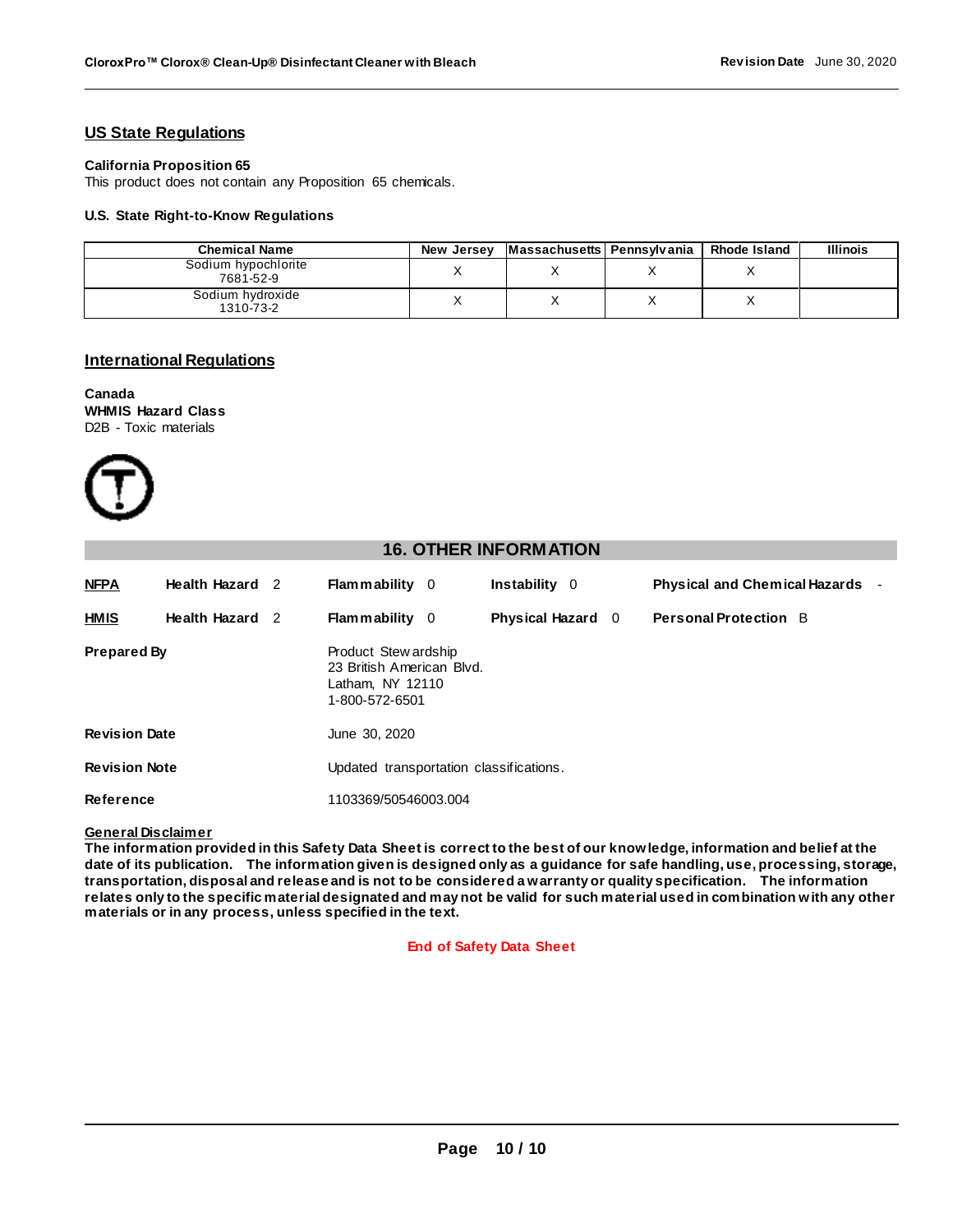## US State Regulations

**California Proposition 65**

This product does not contain any Proposition 65 chemicals.

**U.S. State Right-to-Know Regulations**

| Chemical Name | New Jersey | Massachusetts | Pennsylvania | Rhode Island | Illinois |
|---|---|---|---|---|---|
| Sodium hypochlorite 7681-52-9 | X | X | X | X | |
| Sodium hydroxide 1310-73-2 | X | X | X | X | |

## International Regulations

**Canada**
**WHMIS Hazard Class**
D2B - Toxic materials

## 16. OTHER INFORMATION

| | | | | |
|---|---|---|---|---|
| **NFPA** | **Health Hazard** 2 | **Flammability** 0 | **Instability** 0 | **Physical and Chemical Hazards** - |
| **HMIS** | **Health Hazard** 2 | **Flammability** 0 | **Physical Hazard** 0 | **Personal Protection** B |

**Prepared By**
Product Stewardship
23 British American Blvd.
Latham, NY 12110
1-800-572-6501

**Revision Date** June 30, 2020

**Revision Note** Updated transportation classifications.

**Reference** 1103369/50546003.004

**General Disclaimer**

**The information provided in this Safety Data Sheet is correct to the best of our knowledge, information and belief at the date of its publication. The information given is designed only as a guidance for safe handling, use, processing, storage, transportation, disposal and release and is not to be considered a warranty or quality specification. The information relates only to the specific material designated and may not be valid for such material used in combination with any other materials or in any process, unless specified in the text.**

**End of Safety Data Sheet**